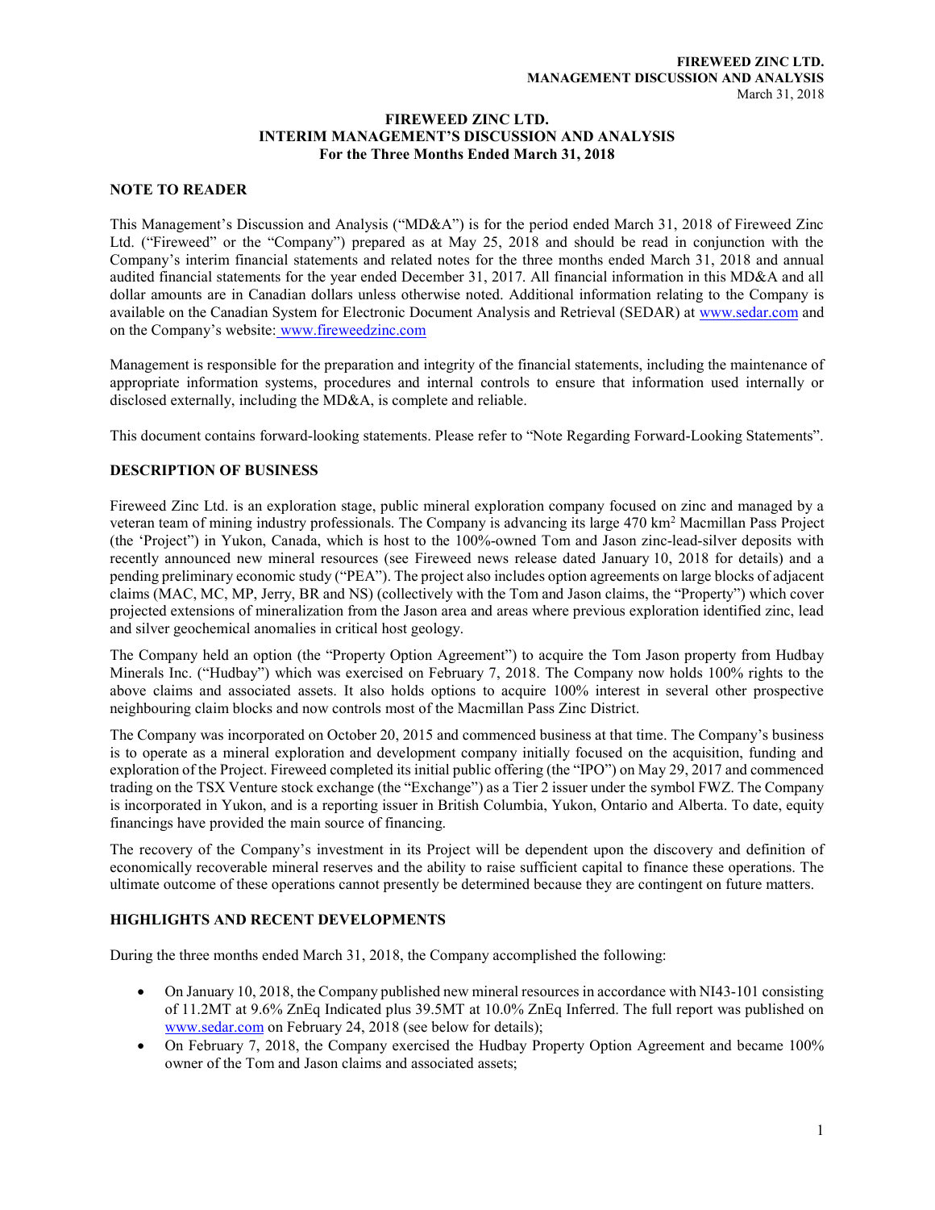# FIREWEED ZINC LTD.
# INTERIM MANAGEMENT'S DISCUSSION AND ANALYSIS
# For the Three Months Ended March 31, 2018

## NOTE TO READER

This Management's Discussion and Analysis ("MD&A") is for the period ended March 31, 2018 of Fireweed Zinc Ltd. ("Fireweed" or the "Company") prepared as at May 25, 2018 and should be read in conjunction with the Company's interim financial statements and related notes for the three months ended March 31, 2018 and annual audited financial statements for the year ended December 31, 2017. All financial information in this MD&A and all dollar amounts are in Canadian dollars unless otherwise noted. Additional information relating to the Company is available on the Canadian System for Electronic Document Analysis and Retrieval (SEDAR) at www.sedar.com and on the Company's website: www.fireweedzinc.com

Management is responsible for the preparation and integrity of the financial statements, including the maintenance of appropriate information systems, procedures and internal controls to ensure that information used internally or disclosed externally, including the MD&A, is complete and reliable.

This document contains forward-looking statements. Please refer to "Note Regarding Forward-Looking Statements".

## DESCRIPTION OF BUSINESS

Fireweed Zinc Ltd. is an exploration stage, public mineral exploration company focused on zinc and managed by a veteran team of mining industry professionals. The Company is advancing its large 470 km$^2$ Macmillan Pass Project (the 'Project") in Yukon, Canada, which is host to the 100%-owned Tom and Jason zinc-lead-silver deposits with recently announced new mineral resources (see Fireweed news release dated January 10, 2018 for details) and a pending preliminary economic study ("PEA"). The project also includes option agreements on large blocks of adjacent claims (MAC, MC, MP, Jerry, BR and NS) (collectively with the Tom and Jason claims, the "Property") which cover projected extensions of mineralization from the Jason area and areas where previous exploration identified zinc, lead and silver geochemical anomalies in critical host geology.

The Company held an option (the "Property Option Agreement") to acquire the Tom Jason property from Hudbay Minerals Inc. ("Hudbay") which was exercised on February 7, 2018. The Company now holds 100% rights to the above claims and associated assets. It also holds options to acquire 100% interest in several other prospective neighbouring claim blocks and now controls most of the Macmillan Pass Zinc District.

The Company was incorporated on October 20, 2015 and commenced business at that time. The Company's business is to operate as a mineral exploration and development company initially focused on the acquisition, funding and exploration of the Project. Fireweed completed its initial public offering (the "IPO") on May 29, 2017 and commenced trading on the TSX Venture stock exchange (the "Exchange") as a Tier 2 issuer under the symbol FWZ. The Company is incorporated in Yukon, and is a reporting issuer in British Columbia, Yukon, Ontario and Alberta. To date, equity financings have provided the main source of financing.

The recovery of the Company's investment in its Project will be dependent upon the discovery and definition of economically recoverable mineral reserves and the ability to raise sufficient capital to finance these operations. The ultimate outcome of these operations cannot presently be determined because they are contingent on future matters.

## HIGHLIGHTS AND RECENT DEVELOPMENTS

During the three months ended March 31, 2018, the Company accomplished the following:

- On January 10, 2018, the Company published new mineral resources in accordance with NI43-101 consisting of 11.2MT at 9.6% ZnEq Indicated plus 39.5MT at 10.0% ZnEq Inferred. The full report was published on www.sedar.com on February 24, 2018 (see below for details);
- On February 7, 2018, the Company exercised the Hudbay Property Option Agreement and became 100% owner of the Tom and Jason claims and associated assets;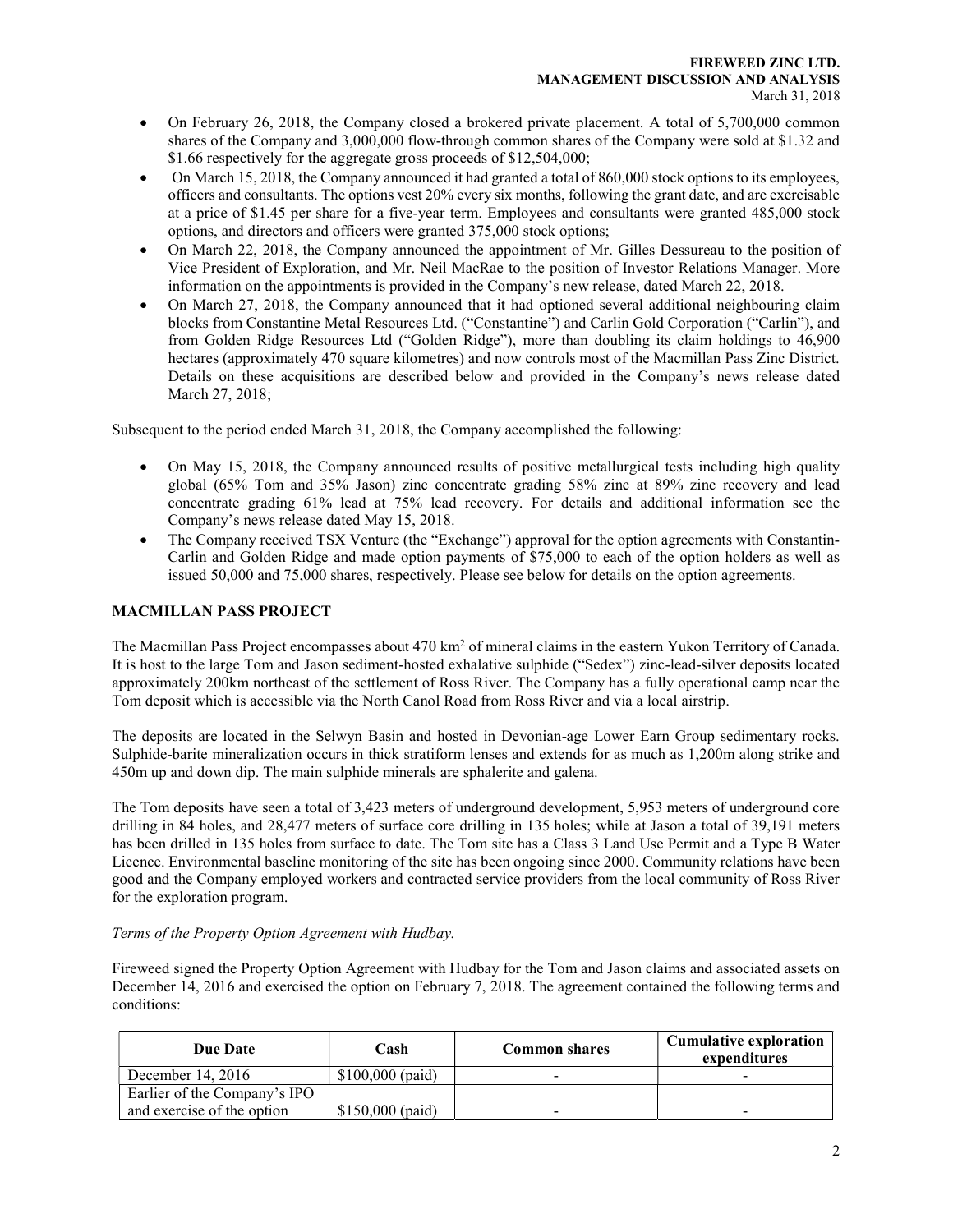- On February 26, 2018, the Company closed a brokered private placement. A total of 5,700,000 common shares of the Company and 3,000,000 flow-through common shares of the Company were sold at \$1.32 and \$1.66 respectively for the aggregate gross proceeds of \$12,504,000;
- On March 15, 2018, the Company announced it had granted a total of 860,000 stock options to its employees, officers and consultants. The options vest 20% every six months, following the grant date, and are exercisable at a price of \$1.45 per share for a five-year term. Employees and consultants were granted 485,000 stock options, and directors and officers were granted 375,000 stock options;
- On March 22, 2018, the Company announced the appointment of Mr. Gilles Dessureau to the position of Vice President of Exploration, and Mr. Neil MacRae to the position of Investor Relations Manager. More information on the appointments is provided in the Company's new release, dated March 22, 2018.
- On March 27, 2018, the Company announced that it had optioned several additional neighbouring claim blocks from Constantine Metal Resources Ltd. ("Constantine") and Carlin Gold Corporation ("Carlin"), and from Golden Ridge Resources Ltd ("Golden Ridge"), more than doubling its claim holdings to 46,900 hectares (approximately 470 square kilometres) and now controls most of the Macmillan Pass Zinc District. Details on these acquisitions are described below and provided in the Company's news release dated March 27, 2018;

Subsequent to the period ended March 31, 2018, the Company accomplished the following:

- On May 15, 2018, the Company announced results of positive metallurgical tests including high quality global (65% Tom and 35% Jason) zinc concentrate grading 58% zinc at 89% zinc recovery and lead concentrate grading 61% lead at 75% lead recovery. For details and additional information see the Company's news release dated May 15, 2018.
- The Company received TSX Venture (the "Exchange") approval for the option agreements with Constantin-Carlin and Golden Ridge and made option payments of \$75,000 to each of the option holders as well as issued 50,000 and 75,000 shares, respectively. Please see below for details on the option agreements.

## MACMILLAN PASS PROJECT

The Macmillan Pass Project encompasses about 470 km$^2$ of mineral claims in the eastern Yukon Territory of Canada. It is host to the large Tom and Jason sediment-hosted exhalative sulphide ("Sedex") zinc-lead-silver deposits located approximately 200km northeast of the settlement of Ross River. The Company has a fully operational camp near the Tom deposit which is accessible via the North Canol Road from Ross River and via a local airstrip.

The deposits are located in the Selwyn Basin and hosted in Devonian-age Lower Earn Group sedimentary rocks. Sulphide-barite mineralization occurs in thick stratiform lenses and extends for as much as 1,200m along strike and 450m up and down dip. The main sulphide minerals are sphalerite and galena.

The Tom deposits have seen a total of 3,423 meters of underground development, 5,953 meters of underground core drilling in 84 holes, and 28,477 meters of surface core drilling in 135 holes; while at Jason a total of 39,191 meters has been drilled in 135 holes from surface to date. The Tom site has a Class 3 Land Use Permit and a Type B Water Licence. Environmental baseline monitoring of the site has been ongoing since 2000. Community relations have been good and the Company employed workers and contracted service providers from the local community of Ross River for the exploration program.

*Terms of the Property Option Agreement with Hudbay.*

Fireweed signed the Property Option Agreement with Hudbay for the Tom and Jason claims and associated assets on December 14, 2016 and exercised the option on February 7, 2018. The agreement contained the following terms and conditions:

| Due Date | Cash | Common shares | Cumulative exploration expenditures |
|---|---|---|---|
| December 14, 2016 | \$100,000 (paid) | - | - |
| Earlier of the Company's IPO and exercise of the option | \$150,000 (paid) | - | - |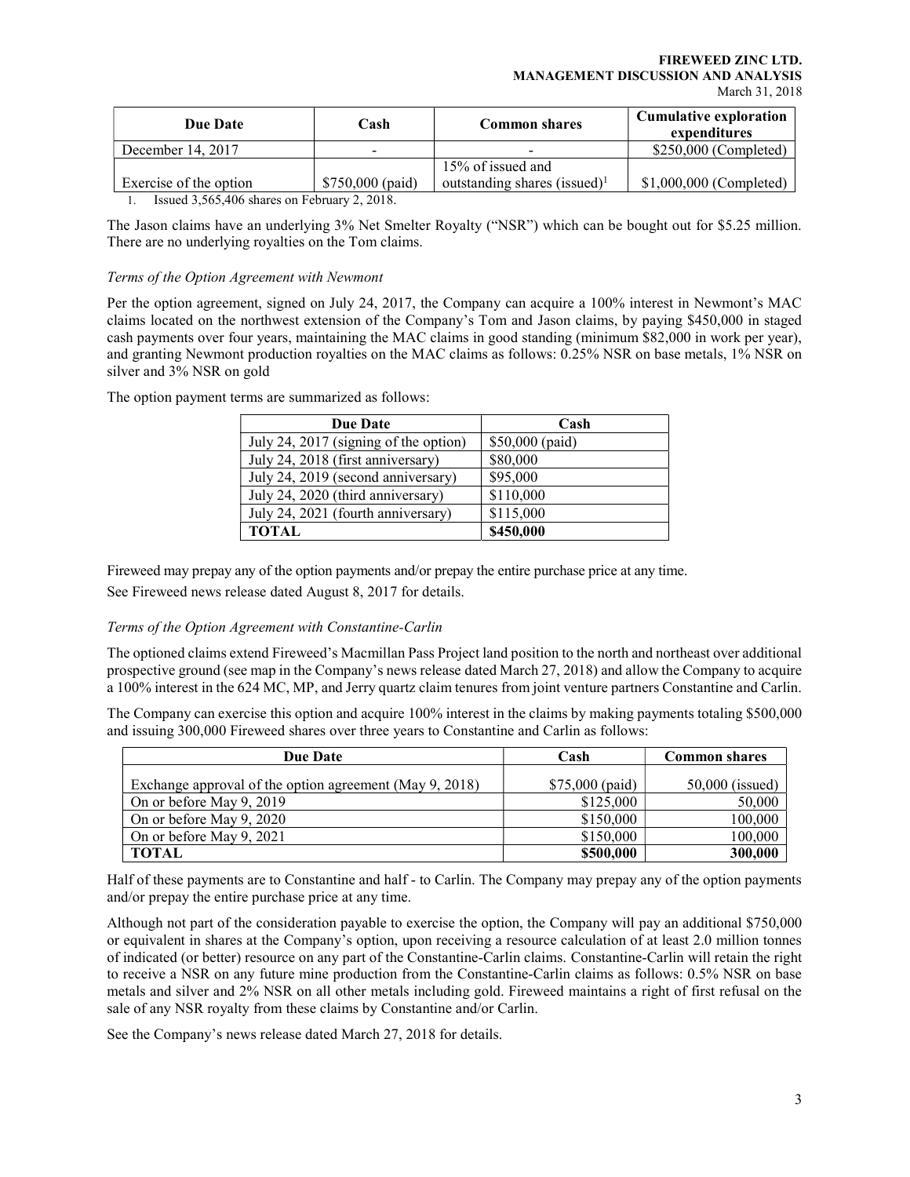| Due Date | Cash | Common shares | Cumulative exploration expenditures |
|---|---|---|---|
| December 14, 2017 | - | - | $250,000 (Completed) |
| Exercise of the option | $750,000 (paid) | 15% of issued and outstanding shares (issued)[1] | $1,000,000 (Completed) |

1. Issued 3,565,406 shares on February 2, 2018.

The Jason claims have an underlying 3% Net Smelter Royalty ("NSR") which can be bought out for $5.25 million. There are no underlying royalties on the Tom claims.

*Terms of the Option Agreement with Newmont*

Per the option agreement, signed on July 24, 2017, the Company can acquire a 100% interest in Newmont's MAC claims located on the northwest extension of the Company's Tom and Jason claims, by paying $450,000 in staged cash payments over four years, maintaining the MAC claims in good standing (minimum $82,000 in work per year), and granting Newmont production royalties on the MAC claims as follows: 0.25% NSR on base metals, 1% NSR on silver and 3% NSR on gold

The option payment terms are summarized as follows:

| Due Date | Cash |
|---|---|
| July 24, 2017 (signing of the option) | $50,000 (paid) |
| July 24, 2018 (first anniversary) | $80,000 |
| July 24, 2019 (second anniversary) | $95,000 |
| July 24, 2020 (third anniversary) | $110,000 |
| July 24, 2021 (fourth anniversary) | $115,000 |
| **TOTAL** | **$450,000** |

Fireweed may prepay any of the option payments and/or prepay the entire purchase price at any time.

See Fireweed news release dated August 8, 2017 for details.

*Terms of the Option Agreement with Constantine-Carlin*

The optioned claims extend Fireweed's Macmillan Pass Project land position to the north and northeast over additional prospective ground (see map in the Company's news release dated March 27, 2018) and allow the Company to acquire a 100% interest in the 624 MC, MP, and Jerry quartz claim tenures from joint venture partners Constantine and Carlin.

The Company can exercise this option and acquire 100% interest in the claims by making payments totaling $500,000 and issuing 300,000 Fireweed shares over three years to Constantine and Carlin as follows:

| Due Date | Cash | Common shares |
|---|---|---|
| Exchange approval of the option agreement (May 9, 2018) | $75,000 (paid) | 50,000 (issued) |
| On or before May 9, 2019 | $125,000 | 50,000 |
| On or before May 9, 2020 | $150,000 | 100,000 |
| On or before May 9, 2021 | $150,000 | 100,000 |
| **TOTAL** | **$500,000** | **300,000** |

Half of these payments are to Constantine and half - to Carlin. The Company may prepay any of the option payments and/or prepay the entire purchase price at any time.

Although not part of the consideration payable to exercise the option, the Company will pay an additional $750,000 or equivalent in shares at the Company's option, upon receiving a resource calculation of at least 2.0 million tonnes of indicated (or better) resource on any part of the Constantine-Carlin claims. Constantine-Carlin will retain the right to receive a NSR on any future mine production from the Constantine-Carlin claims as follows: 0.5% NSR on base metals and silver and 2% NSR on all other metals including gold. Fireweed maintains a right of first refusal on the sale of any NSR royalty from these claims by Constantine and/or Carlin.

See the Company's news release dated March 27, 2018 for details.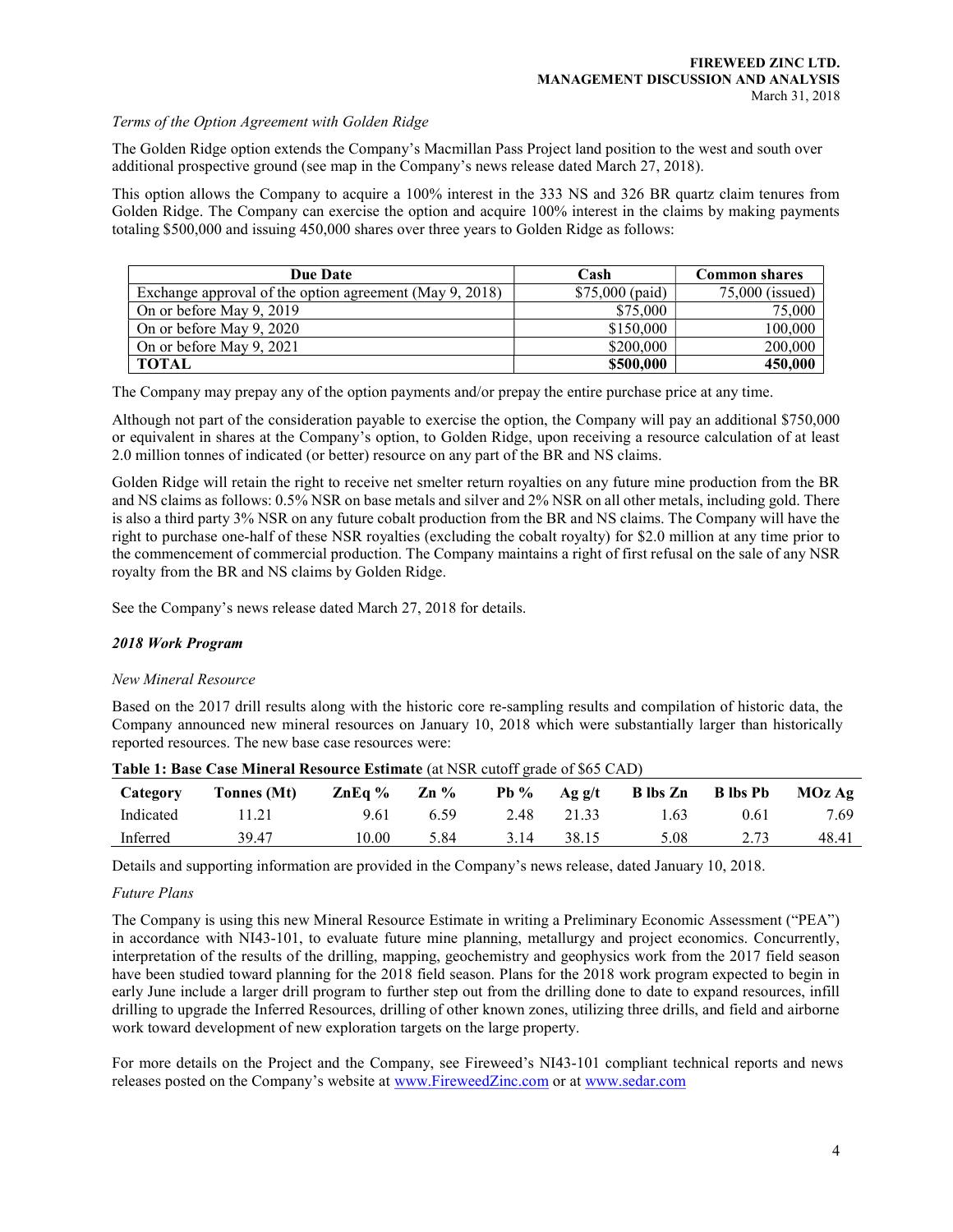*Terms of the Option Agreement with Golden Ridge*

The Golden Ridge option extends the Company's Macmillan Pass Project land position to the west and south over additional prospective ground (see map in the Company's news release dated March 27, 2018).

This option allows the Company to acquire a 100% interest in the 333 NS and 326 BR quartz claim tenures from Golden Ridge. The Company can exercise the option and acquire 100% interest in the claims by making payments totaling $500,000 and issuing 450,000 shares over three years to Golden Ridge as follows:

| Due Date | Cash | Common shares |
|---|---|---|
| Exchange approval of the option agreement (May 9, 2018) | $75,000 (paid) | 75,000 (issued) |
| On or before May 9, 2019 | $75,000 | 75,000 |
| On or before May 9, 2020 | $150,000 | 100,000 |
| On or before May 9, 2021 | $200,000 | 200,000 |
| **TOTAL** | **$500,000** | **450,000** |

The Company may prepay any of the option payments and/or prepay the entire purchase price at any time.

Although not part of the consideration payable to exercise the option, the Company will pay an additional $750,000 or equivalent in shares at the Company's option, to Golden Ridge, upon receiving a resource calculation of at least 2.0 million tonnes of indicated (or better) resource on any part of the BR and NS claims.

Golden Ridge will retain the right to receive net smelter return royalties on any future mine production from the BR and NS claims as follows: 0.5% NSR on base metals and silver and 2% NSR on all other metals, including gold. There is also a third party 3% NSR on any future cobalt production from the BR and NS claims. The Company will have the right to purchase one-half of these NSR royalties (excluding the cobalt royalty) for $2.0 million at any time prior to the commencement of commercial production. The Company maintains a right of first refusal on the sale of any NSR royalty from the BR and NS claims by Golden Ridge.

See the Company's news release dated March 27, 2018 for details.

### *2018 Work Program*

*New Mineral Resource*

Based on the 2017 drill results along with the historic core re-sampling results and compilation of historic data, the Company announced new mineral resources on January 10, 2018 which were substantially larger than historically reported resources. The new base case resources were:

**Table 1: Base Case Mineral Resource Estimate** (at NSR cutoff grade of $65 CAD)

| Category | Tonnes (Mt) | ZnEq % | Zn % | Pb % | Ag g/t | B lbs Zn | B lbs Pb | MOz Ag |
|---|---|---|---|---|---|---|---|---|
| Indicated | 11.21 | 9.61 | 6.59 | 2.48 | 21.33 | 1.63 | 0.61 | 7.69 |
| Inferred | 39.47 | 10.00 | 5.84 | 3.14 | 38.15 | 5.08 | 2.73 | 48.41 |

Details and supporting information are provided in the Company's news release, dated January 10, 2018.

*Future Plans*

The Company is using this new Mineral Resource Estimate in writing a Preliminary Economic Assessment ("PEA") in accordance with NI43-101, to evaluate future mine planning, metallurgy and project economics. Concurrently, interpretation of the results of the drilling, mapping, geochemistry and geophysics work from the 2017 field season have been studied toward planning for the 2018 field season. Plans for the 2018 work program expected to begin in early June include a larger drill program to further step out from the drilling done to date to expand resources, infill drilling to upgrade the Inferred Resources, drilling of other known zones, utilizing three drills, and field and airborne work toward development of new exploration targets on the large property.

For more details on the Project and the Company, see Fireweed's NI43-101 compliant technical reports and news releases posted on the Company's website at [www.FireweedZinc.com](http://www.FireweedZinc.com) or at [www.sedar.com](http://www.sedar.com)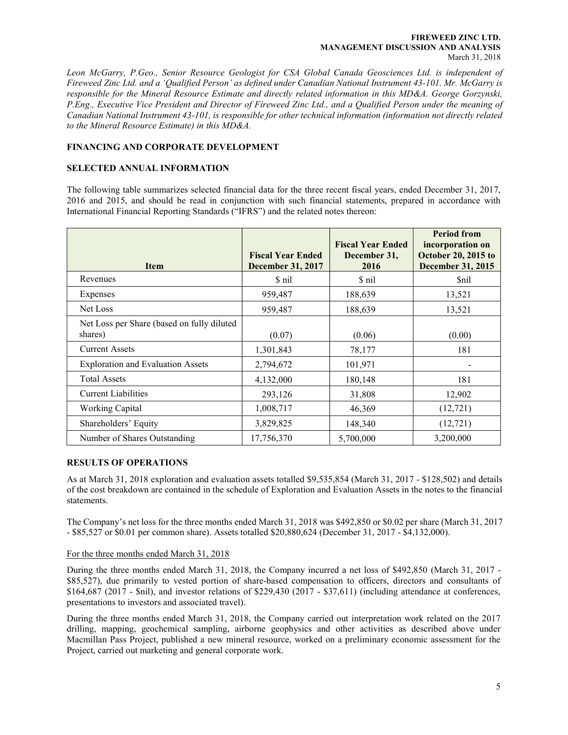*Leon McGarry, P.Geo., Senior Resource Geologist for CSA Global Canada Geosciences Ltd. is independent of Fireweed Zinc Ltd. and a 'Qualified Person' as defined under Canadian National Instrument 43-101. Mr. McGarry is responsible for the Mineral Resource Estimate and directly related information in this MD&A. George Gorzynski, P.Eng., Executive Vice President and Director of Fireweed Zinc Ltd., and a Qualified Person under the meaning of Canadian National Instrument 43-101, is responsible for other technical information (information not directly related to the Mineral Resource Estimate) in this MD&A.*

## FINANCING AND CORPORATE DEVELOPMENT

## SELECTED ANNUAL INFORMATION

The following table summarizes selected financial data for the three recent fiscal years, ended December 31, 2017, 2016 and 2015, and should be read in conjunction with such financial statements, prepared in accordance with International Financial Reporting Standards ("IFRS") and the related notes thereon:

| Item | Fiscal Year Ended December 31, 2017 | Fiscal Year Ended December 31, 2016 | Period from incorporation on October 20, 2015 to December 31, 2015 |
|---|---|---|---|
| Revenues | $ nil | $ nil | $nil |
| Expenses | 959,487 | 188,639 | 13,521 |
| Net Loss | 959,487 | 188,639 | 13,521 |
| Net Loss per Share (based on fully diluted shares) | (0.07) | (0.06) | (0.00) |
| Current Assets | 1,301,843 | 78,177 | 181 |
| Exploration and Evaluation Assets | 2,794,672 | 101,971 | - |
| Total Assets | 4,132,000 | 180,148 | 181 |
| Current Liabilities | 293,126 | 31,808 | 12,902 |
| Working Capital | 1,008,717 | 46,369 | (12,721) |
| Shareholders' Equity | 3,829,825 | 148,340 | (12,721) |
| Number of Shares Outstanding | 17,756,370 | 5,700,000 | 3,200,000 |

## RESULTS OF OPERATIONS

As at March 31, 2018 exploration and evaluation assets totalled $9,535,854 (March 31, 2017 - $128,502) and details of the cost breakdown are contained in the schedule of Exploration and Evaluation Assets in the notes to the financial statements.

The Company's net loss for the three months ended March 31, 2018 was $492,850 or $0.02 per share (March 31, 2017 - $85,527 or $0.01 per common share). Assets totalled $20,880,624 (December 31, 2017 - $4,132,000).

For the three months ended March 31, 2018

During the three months ended March 31, 2018, the Company incurred a net loss of $492,850 (March 31, 2017 - $85,527), due primarily to vested portion of share-based compensation to officers, directors and consultants of $164,687 (2017 - $nil), and investor relations of $229,430 (2017 - $37,611) (including attendance at conferences, presentations to investors and associated travel).

During the three months ended March 31, 2018, the Company carried out interpretation work related on the 2017 drilling, mapping, geochemical sampling, airborne geophysics and other activities as described above under Macmillan Pass Project, published a new mineral resource, worked on a preliminary economic assessment for the Project, carried out marketing and general corporate work.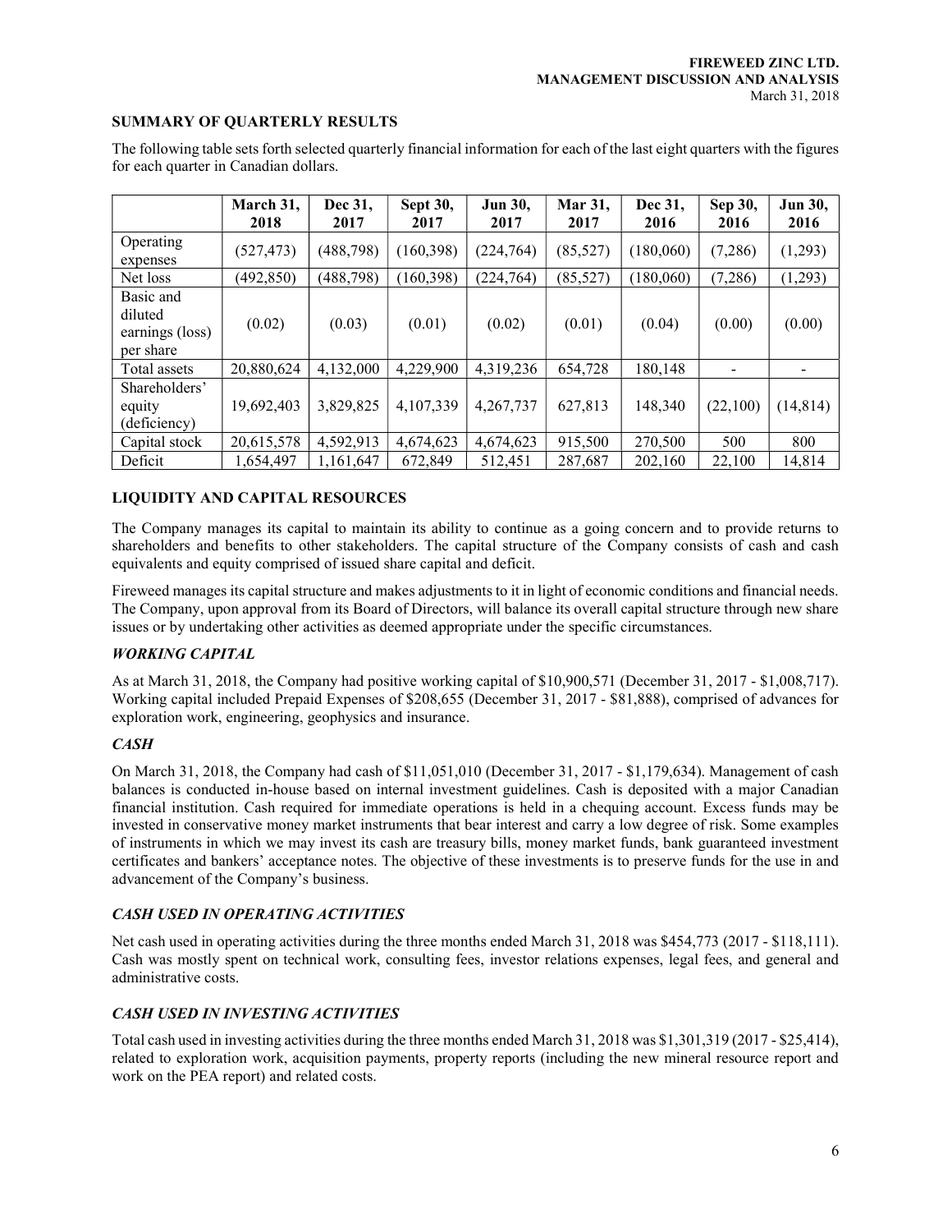## SUMMARY OF QUARTERLY RESULTS

The following table sets forth selected quarterly financial information for each of the last eight quarters with the figures for each quarter in Canadian dollars.

| | March 31, 2018 | Dec 31, 2017 | Sept 30, 2017 | Jun 30, 2017 | Mar 31, 2017 | Dec 31, 2016 | Sep 30, 2016 | Jun 30, 2016 |
|---|---|---|---|---|---|---|---|---|
| Operating expenses | (527,473) | (488,798) | (160,398) | (224,764) | (85,527) | (180,060) | (7,286) | (1,293) |
| Net loss | (492,850) | (488,798) | (160,398) | (224,764) | (85,527) | (180,060) | (7,286) | (1,293) |
| Basic and diluted earnings (loss) per share | (0.02) | (0.03) | (0.01) | (0.02) | (0.01) | (0.04) | (0.00) | (0.00) |
| Total assets | 20,880,624 | 4,132,000 | 4,229,900 | 4,319,236 | 654,728 | 180,148 | - | - |
| Shareholders' equity (deficiency) | 19,692,403 | 3,829,825 | 4,107,339 | 4,267,737 | 627,813 | 148,340 | (22,100) | (14,814) |
| Capital stock | 20,615,578 | 4,592,913 | 4,674,623 | 4,674,623 | 915,500 | 270,500 | 500 | 800 |
| Deficit | 1,654,497 | 1,161,647 | 672,849 | 512,451 | 287,687 | 202,160 | 22,100 | 14,814 |

## LIQUIDITY AND CAPITAL RESOURCES

The Company manages its capital to maintain its ability to continue as a going concern and to provide returns to shareholders and benefits to other stakeholders. The capital structure of the Company consists of cash and cash equivalents and equity comprised of issued share capital and deficit.

Fireweed manages its capital structure and makes adjustments to it in light of economic conditions and financial needs. The Company, upon approval from its Board of Directors, will balance its overall capital structure through new share issues or by undertaking other activities as deemed appropriate under the specific circumstances.

### *WORKING CAPITAL*

As at March 31, 2018, the Company had positive working capital of $10,900,571 (December 31, 2017 - $1,008,717). Working capital included Prepaid Expenses of $208,655 (December 31, 2017 - $81,888), comprised of advances for exploration work, engineering, geophysics and insurance.

### *CASH*

On March 31, 2018, the Company had cash of $11,051,010 (December 31, 2017 - $1,179,634). Management of cash balances is conducted in-house based on internal investment guidelines. Cash is deposited with a major Canadian financial institution. Cash required for immediate operations is held in a chequing account. Excess funds may be invested in conservative money market instruments that bear interest and carry a low degree of risk. Some examples of instruments in which we may invest its cash are treasury bills, money market funds, bank guaranteed investment certificates and bankers' acceptance notes. The objective of these investments is to preserve funds for the use in and advancement of the Company's business.

### *CASH USED IN OPERATING ACTIVITIES*

Net cash used in operating activities during the three months ended March 31, 2018 was $454,773 (2017 - $118,111). Cash was mostly spent on technical work, consulting fees, investor relations expenses, legal fees, and general and administrative costs.

### *CASH USED IN INVESTING ACTIVITIES*

Total cash used in investing activities during the three months ended March 31, 2018 was $1,301,319 (2017 - $25,414), related to exploration work, acquisition payments, property reports (including the new mineral resource report and work on the PEA report) and related costs.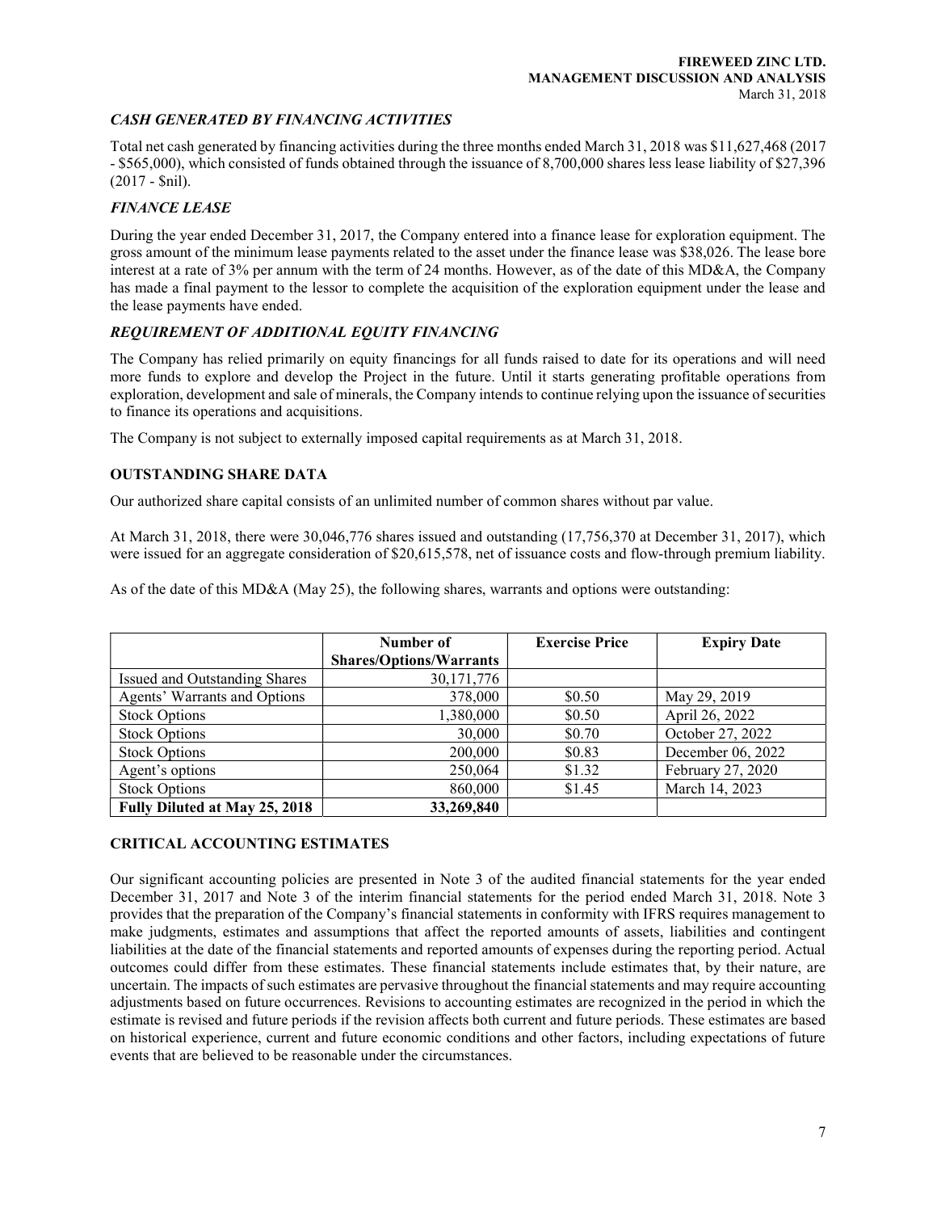### *CASH GENERATED BY FINANCING ACTIVITIES*

Total net cash generated by financing activities during the three months ended March 31, 2018 was $11,627,468 (2017 - $565,000), which consisted of funds obtained through the issuance of 8,700,000 shares less lease liability of $27,396 (2017 - $nil).

### *FINANCE LEASE*

During the year ended December 31, 2017, the Company entered into a finance lease for exploration equipment. The gross amount of the minimum lease payments related to the asset under the finance lease was $38,026. The lease bore interest at a rate of 3% per annum with the term of 24 months. However, as of the date of this MD&A, the Company has made a final payment to the lessor to complete the acquisition of the exploration equipment under the lease and the lease payments have ended.

### *REQUIREMENT OF ADDITIONAL EQUITY FINANCING*

The Company has relied primarily on equity financings for all funds raised to date for its operations and will need more funds to explore and develop the Project in the future. Until it starts generating profitable operations from exploration, development and sale of minerals, the Company intends to continue relying upon the issuance of securities to finance its operations and acquisitions.

The Company is not subject to externally imposed capital requirements as at March 31, 2018.

## OUTSTANDING SHARE DATA

Our authorized share capital consists of an unlimited number of common shares without par value.

At March 31, 2018, there were 30,046,776 shares issued and outstanding (17,756,370 at December 31, 2017), which were issued for an aggregate consideration of $20,615,578, net of issuance costs and flow-through premium liability.

As of the date of this MD&A (May 25), the following shares, warrants and options were outstanding:

| | Number of Shares/Options/Warrants | Exercise Price | Expiry Date |
|---|---|---|---|
| Issued and Outstanding Shares | 30,171,776 | | |
| Agents' Warrants and Options | 378,000 | $0.50 | May 29, 2019 |
| Stock Options | 1,380,000 | $0.50 | April 26, 2022 |
| Stock Options | 30,000 | $0.70 | October 27, 2022 |
| Stock Options | 200,000 | $0.83 | December 06, 2022 |
| Agent's options | 250,064 | $1.32 | February 27, 2020 |
| Stock Options | 860,000 | $1.45 | March 14, 2023 |
| **Fully Diluted at May 25, 2018** | **33,269,840** | | |

## CRITICAL ACCOUNTING ESTIMATES

Our significant accounting policies are presented in Note 3 of the audited financial statements for the year ended December 31, 2017 and Note 3 of the interim financial statements for the period ended March 31, 2018. Note 3 provides that the preparation of the Company's financial statements in conformity with IFRS requires management to make judgments, estimates and assumptions that affect the reported amounts of assets, liabilities and contingent liabilities at the date of the financial statements and reported amounts of expenses during the reporting period. Actual outcomes could differ from these estimates. These financial statements include estimates that, by their nature, are uncertain. The impacts of such estimates are pervasive throughout the financial statements and may require accounting adjustments based on future occurrences. Revisions to accounting estimates are recognized in the period in which the estimate is revised and future periods if the revision affects both current and future periods. These estimates are based on historical experience, current and future economic conditions and other factors, including expectations of future events that are believed to be reasonable under the circumstances.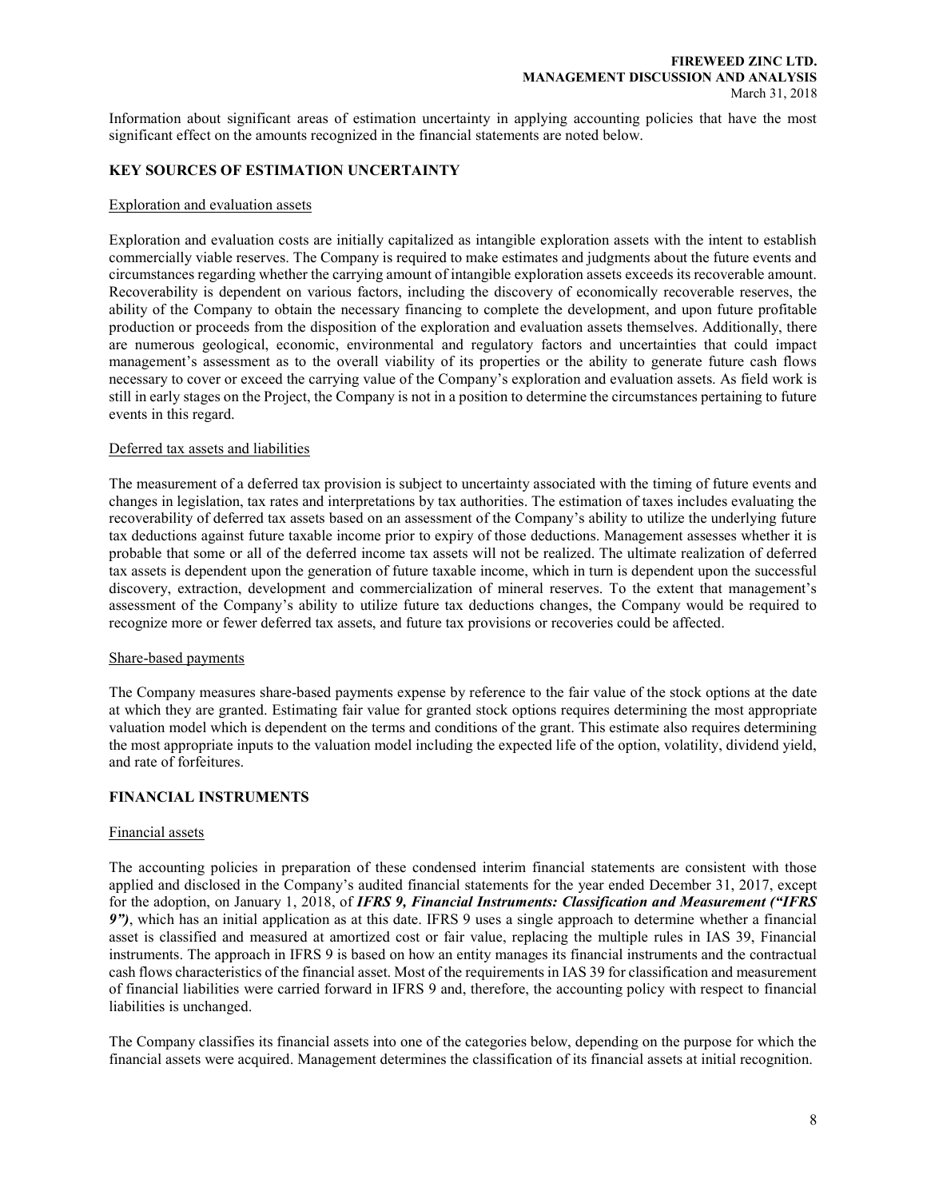Information about significant areas of estimation uncertainty in applying accounting policies that have the most significant effect on the amounts recognized in the financial statements are noted below.

## KEY SOURCES OF ESTIMATION UNCERTAINTY

### Exploration and evaluation assets

Exploration and evaluation costs are initially capitalized as intangible exploration assets with the intent to establish commercially viable reserves. The Company is required to make estimates and judgments about the future events and circumstances regarding whether the carrying amount of intangible exploration assets exceeds its recoverable amount. Recoverability is dependent on various factors, including the discovery of economically recoverable reserves, the ability of the Company to obtain the necessary financing to complete the development, and upon future profitable production or proceeds from the disposition of the exploration and evaluation assets themselves. Additionally, there are numerous geological, economic, environmental and regulatory factors and uncertainties that could impact management's assessment as to the overall viability of its properties or the ability to generate future cash flows necessary to cover or exceed the carrying value of the Company's exploration and evaluation assets. As field work is still in early stages on the Project, the Company is not in a position to determine the circumstances pertaining to future events in this regard.

### Deferred tax assets and liabilities

The measurement of a deferred tax provision is subject to uncertainty associated with the timing of future events and changes in legislation, tax rates and interpretations by tax authorities. The estimation of taxes includes evaluating the recoverability of deferred tax assets based on an assessment of the Company's ability to utilize the underlying future tax deductions against future taxable income prior to expiry of those deductions. Management assesses whether it is probable that some or all of the deferred income tax assets will not be realized. The ultimate realization of deferred tax assets is dependent upon the generation of future taxable income, which in turn is dependent upon the successful discovery, extraction, development and commercialization of mineral reserves. To the extent that management's assessment of the Company's ability to utilize future tax deductions changes, the Company would be required to recognize more or fewer deferred tax assets, and future tax provisions or recoveries could be affected.

### Share-based payments

The Company measures share-based payments expense by reference to the fair value of the stock options at the date at which they are granted. Estimating fair value for granted stock options requires determining the most appropriate valuation model which is dependent on the terms and conditions of the grant. This estimate also requires determining the most appropriate inputs to the valuation model including the expected life of the option, volatility, dividend yield, and rate of forfeitures.

## FINANCIAL INSTRUMENTS

### Financial assets

The accounting policies in preparation of these condensed interim financial statements are consistent with those applied and disclosed in the Company's audited financial statements for the year ended December 31, 2017, except for the adoption, on January 1, 2018, of ***IFRS 9, Financial Instruments: Classification and Measurement ("IFRS 9")***, which has an initial application as at this date. IFRS 9 uses a single approach to determine whether a financial asset is classified and measured at amortized cost or fair value, replacing the multiple rules in IAS 39, Financial instruments. The approach in IFRS 9 is based on how an entity manages its financial instruments and the contractual cash flows characteristics of the financial asset. Most of the requirements in IAS 39 for classification and measurement of financial liabilities were carried forward in IFRS 9 and, therefore, the accounting policy with respect to financial liabilities is unchanged.

The Company classifies its financial assets into one of the categories below, depending on the purpose for which the financial assets were acquired. Management determines the classification of its financial assets at initial recognition.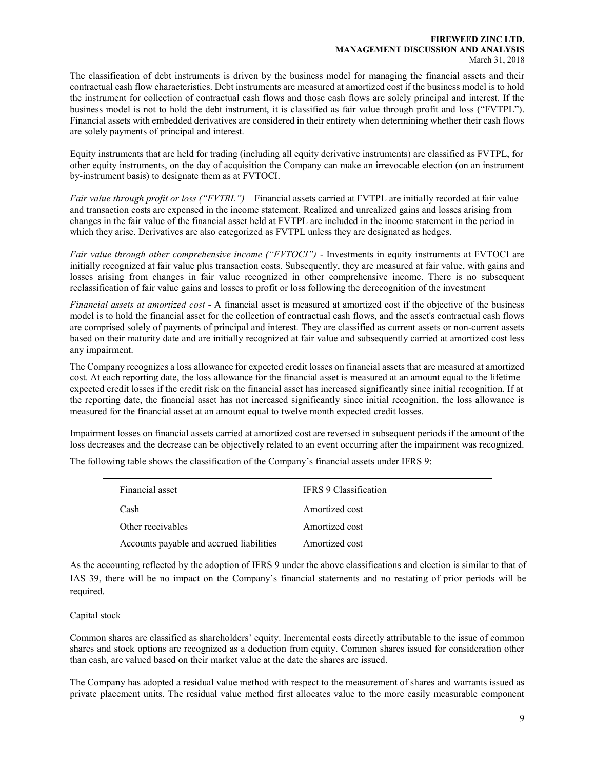The classification of debt instruments is driven by the business model for managing the financial assets and their contractual cash flow characteristics. Debt instruments are measured at amortized cost if the business model is to hold the instrument for collection of contractual cash flows and those cash flows are solely principal and interest. If the business model is not to hold the debt instrument, it is classified as fair value through profit and loss ("FVTPL"). Financial assets with embedded derivatives are considered in their entirety when determining whether their cash flows are solely payments of principal and interest.

Equity instruments that are held for trading (including all equity derivative instruments) are classified as FVTPL, for other equity instruments, on the day of acquisition the Company can make an irrevocable election (on an instrument by-instrument basis) to designate them as at FVTOCI.

*Fair value through profit or loss ("FVTRL")* – Financial assets carried at FVTPL are initially recorded at fair value and transaction costs are expensed in the income statement. Realized and unrealized gains and losses arising from changes in the fair value of the financial asset held at FVTPL are included in the income statement in the period in which they arise. Derivatives are also categorized as FVTPL unless they are designated as hedges.

*Fair value through other comprehensive income ("FVTOCI")* - Investments in equity instruments at FVTOCI are initially recognized at fair value plus transaction costs. Subsequently, they are measured at fair value, with gains and losses arising from changes in fair value recognized in other comprehensive income. There is no subsequent reclassification of fair value gains and losses to profit or loss following the derecognition of the investment

*Financial assets at amortized cost* - A financial asset is measured at amortized cost if the objective of the business model is to hold the financial asset for the collection of contractual cash flows, and the asset's contractual cash flows are comprised solely of payments of principal and interest. They are classified as current assets or non-current assets based on their maturity date and are initially recognized at fair value and subsequently carried at amortized cost less any impairment.

The Company recognizes a loss allowance for expected credit losses on financial assets that are measured at amortized cost. At each reporting date, the loss allowance for the financial asset is measured at an amount equal to the lifetime expected credit losses if the credit risk on the financial asset has increased significantly since initial recognition. If at the reporting date, the financial asset has not increased significantly since initial recognition, the loss allowance is measured for the financial asset at an amount equal to twelve month expected credit losses.

Impairment losses on financial assets carried at amortized cost are reversed in subsequent periods if the amount of the loss decreases and the decrease can be objectively related to an event occurring after the impairment was recognized.

The following table shows the classification of the Company's financial assets under IFRS 9:

| Financial asset | IFRS 9 Classification |
| --- | --- |
| Cash | Amortized cost |
| Other receivables | Amortized cost |
| Accounts payable and accrued liabilities | Amortized cost |

As the accounting reflected by the adoption of IFRS 9 under the above classifications and election is similar to that of IAS 39, there will be no impact on the Company's financial statements and no restating of prior periods will be required.

Capital stock

Common shares are classified as shareholders' equity. Incremental costs directly attributable to the issue of common shares and stock options are recognized as a deduction from equity. Common shares issued for consideration other than cash, are valued based on their market value at the date the shares are issued.

The Company has adopted a residual value method with respect to the measurement of shares and warrants issued as private placement units. The residual value method first allocates value to the more easily measurable component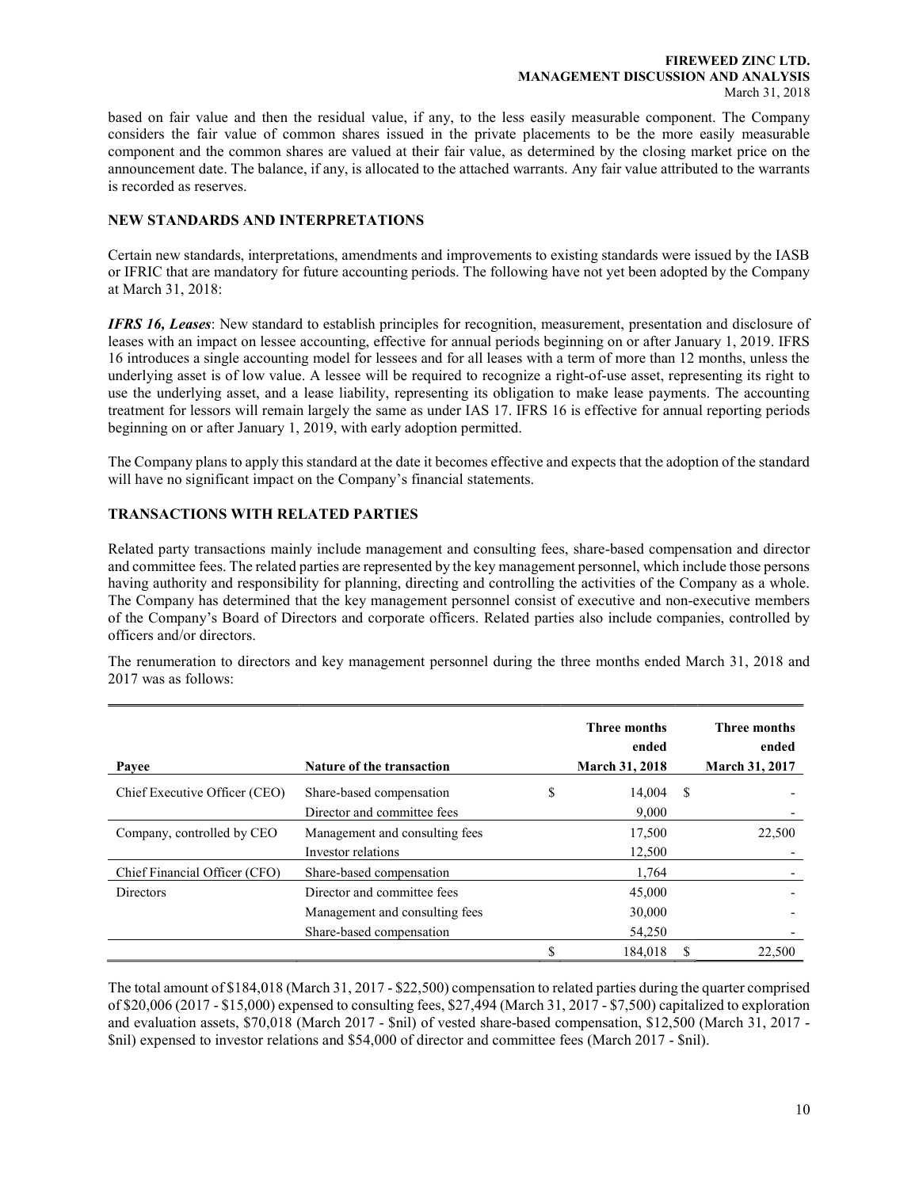based on fair value and then the residual value, if any, to the less easily measurable component. The Company considers the fair value of common shares issued in the private placements to be the more easily measurable component and the common shares are valued at their fair value, as determined by the closing market price on the announcement date. The balance, if any, is allocated to the attached warrants. Any fair value attributed to the warrants is recorded as reserves.

## NEW STANDARDS AND INTERPRETATIONS

Certain new standards, interpretations, amendments and improvements to existing standards were issued by the IASB or IFRIC that are mandatory for future accounting periods. The following have not yet been adopted by the Company at March 31, 2018:

***IFRS 16, Leases***: New standard to establish principles for recognition, measurement, presentation and disclosure of leases with an impact on lessee accounting, effective for annual periods beginning on or after January 1, 2019. IFRS 16 introduces a single accounting model for lessees and for all leases with a term of more than 12 months, unless the underlying asset is of low value. A lessee will be required to recognize a right-of-use asset, representing its right to use the underlying asset, and a lease liability, representing its obligation to make lease payments. The accounting treatment for lessors will remain largely the same as under IAS 17. IFRS 16 is effective for annual reporting periods beginning on or after January 1, 2019, with early adoption permitted.

The Company plans to apply this standard at the date it becomes effective and expects that the adoption of the standard will have no significant impact on the Company's financial statements.

## TRANSACTIONS WITH RELATED PARTIES

Related party transactions mainly include management and consulting fees, share-based compensation and director and committee fees. The related parties are represented by the key management personnel, which include those persons having authority and responsibility for planning, directing and controlling the activities of the Company as a whole. The Company has determined that the key management personnel consist of executive and non-executive members of the Company's Board of Directors and corporate officers. Related parties also include companies, controlled by officers and/or directors.

The renumeration to directors and key management personnel during the three months ended March 31, 2018 and 2017 was as follows:

| Payee | Nature of the transaction | Three months ended March 31, 2018 | Three months ended March 31, 2017 |
|---|---|---|---|
| Chief Executive Officer (CEO) | Share-based compensation | $ 14,004 | $ - |
| | Director and committee fees | 9,000 | - |
| Company, controlled by CEO | Management and consulting fees | 17,500 | 22,500 |
| | Investor relations | 12,500 | - |
| Chief Financial Officer (CFO) | Share-based compensation | 1,764 | - |
| Directors | Director and committee fees | 45,000 | - |
| | Management and consulting fees | 30,000 | - |
| | Share-based compensation | 54,250 | - |
| | | $ 184,018 | $ 22,500 |

The total amount of $184,018 (March 31, 2017 - $22,500) compensation to related parties during the quarter comprised of $20,006 (2017 - $15,000) expensed to consulting fees, $27,494 (March 31, 2017 - $7,500) capitalized to exploration and evaluation assets, $70,018 (March 2017 - $nil) of vested share-based compensation, $12,500 (March 31, 2017 - $nil) expensed to investor relations and $54,000 of director and committee fees (March 2017 - $nil).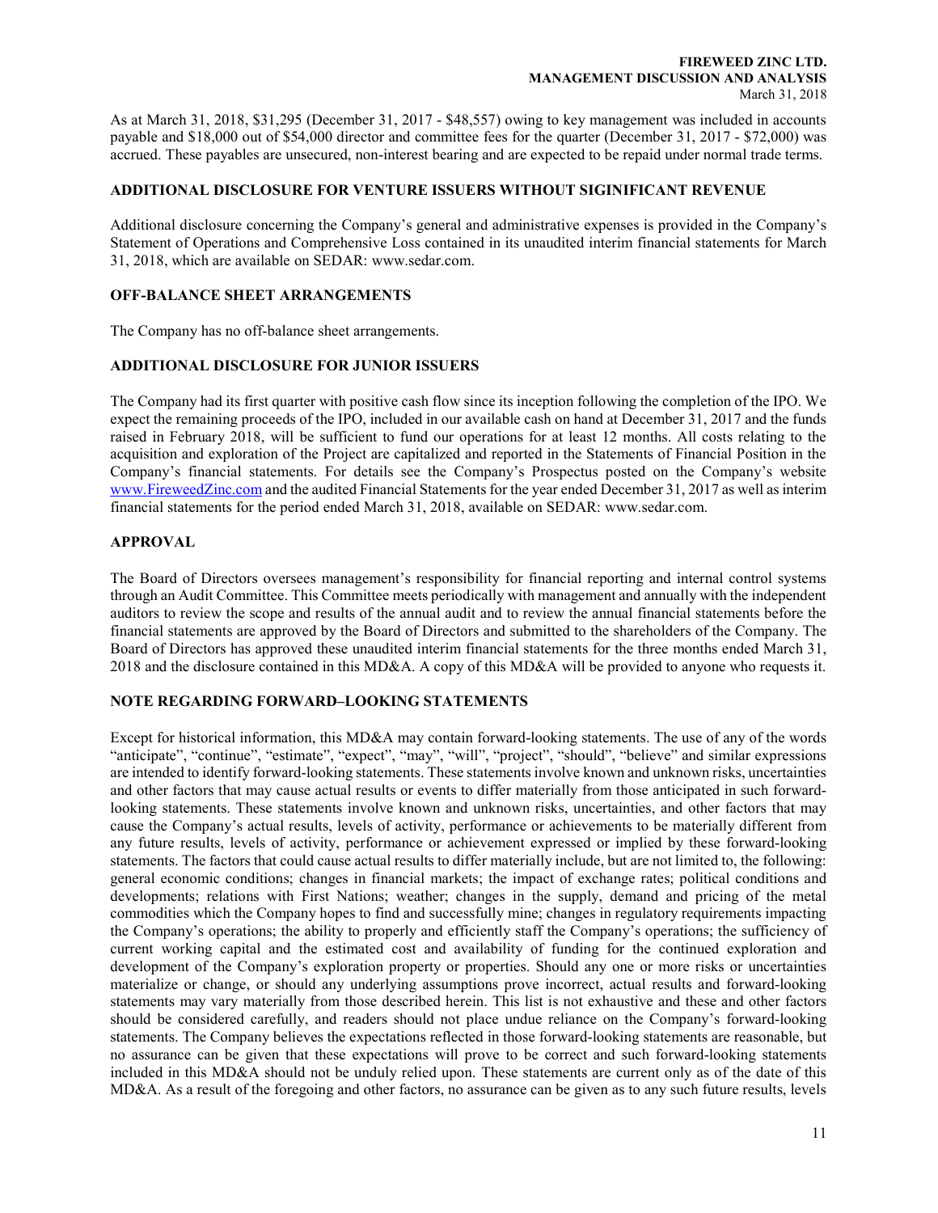As at March 31, 2018, $31,295 (December 31, 2017 - $48,557) owing to key management was included in accounts payable and $18,000 out of $54,000 director and committee fees for the quarter (December 31, 2017 - $72,000) was accrued. These payables are unsecured, non-interest bearing and are expected to be repaid under normal trade terms.

## ADDITIONAL DISCLOSURE FOR VENTURE ISSUERS WITHOUT SIGINIFICANT REVENUE

Additional disclosure concerning the Company's general and administrative expenses is provided in the Company's Statement of Operations and Comprehensive Loss contained in its unaudited interim financial statements for March 31, 2018, which are available on SEDAR: www.sedar.com.

## OFF-BALANCE SHEET ARRANGEMENTS

The Company has no off-balance sheet arrangements.

## ADDITIONAL DISCLOSURE FOR JUNIOR ISSUERS

The Company had its first quarter with positive cash flow since its inception following the completion of the IPO. We expect the remaining proceeds of the IPO, included in our available cash on hand at December 31, 2017 and the funds raised in February 2018, will be sufficient to fund our operations for at least 12 months. All costs relating to the acquisition and exploration of the Project are capitalized and reported in the Statements of Financial Position in the Company's financial statements. For details see the Company's Prospectus posted on the Company's website www.FireweedZinc.com and the audited Financial Statements for the year ended December 31, 2017 as well as interim financial statements for the period ended March 31, 2018, available on SEDAR: www.sedar.com.

## APPROVAL

The Board of Directors oversees management's responsibility for financial reporting and internal control systems through an Audit Committee. This Committee meets periodically with management and annually with the independent auditors to review the scope and results of the annual audit and to review the annual financial statements before the financial statements are approved by the Board of Directors and submitted to the shareholders of the Company. The Board of Directors has approved these unaudited interim financial statements for the three months ended March 31, 2018 and the disclosure contained in this MD&A. A copy of this MD&A will be provided to anyone who requests it.

## NOTE REGARDING FORWARD–LOOKING STATEMENTS

Except for historical information, this MD&A may contain forward-looking statements. The use of any of the words "anticipate", "continue", "estimate", "expect", "may", "will", "project", "should", "believe" and similar expressions are intended to identify forward-looking statements. These statements involve known and unknown risks, uncertainties and other factors that may cause actual results or events to differ materially from those anticipated in such forward-looking statements. These statements involve known and unknown risks, uncertainties, and other factors that may cause the Company's actual results, levels of activity, performance or achievements to be materially different from any future results, levels of activity, performance or achievement expressed or implied by these forward-looking statements. The factors that could cause actual results to differ materially include, but are not limited to, the following: general economic conditions; changes in financial markets; the impact of exchange rates; political conditions and developments; relations with First Nations; weather; changes in the supply, demand and pricing of the metal commodities which the Company hopes to find and successfully mine; changes in regulatory requirements impacting the Company's operations; the ability to properly and efficiently staff the Company's operations; the sufficiency of current working capital and the estimated cost and availability of funding for the continued exploration and development of the Company's exploration property or properties. Should any one or more risks or uncertainties materialize or change, or should any underlying assumptions prove incorrect, actual results and forward-looking statements may vary materially from those described herein. This list is not exhaustive and these and other factors should be considered carefully, and readers should not place undue reliance on the Company's forward-looking statements. The Company believes the expectations reflected in those forward-looking statements are reasonable, but no assurance can be given that these expectations will prove to be correct and such forward-looking statements included in this MD&A should not be unduly relied upon. These statements are current only as of the date of this MD&A. As a result of the foregoing and other factors, no assurance can be given as to any such future results, levels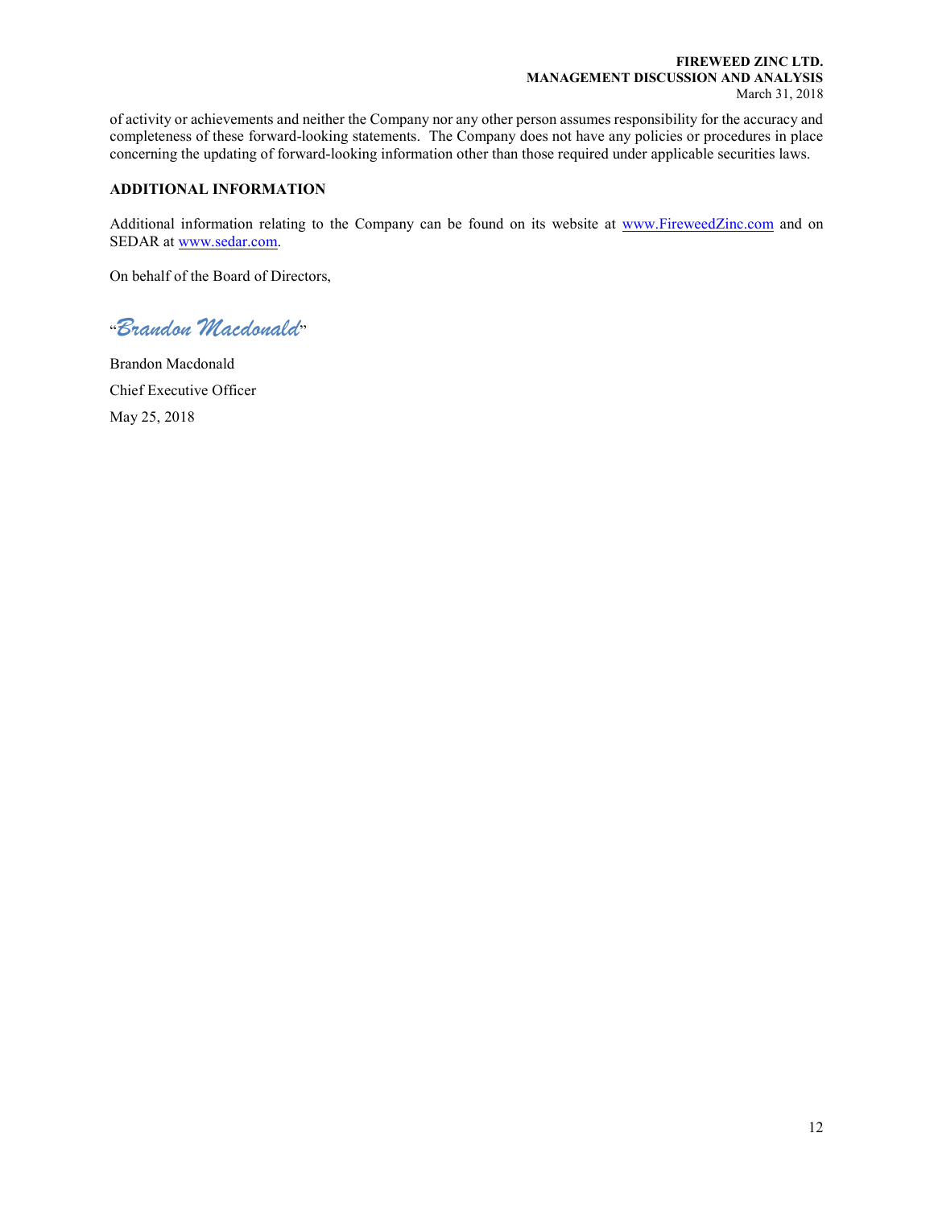of activity or achievements and neither the Company nor any other person assumes responsibility for the accuracy and completeness of these forward-looking statements. The Company does not have any policies or procedures in place concerning the updating of forward-looking information other than those required under applicable securities laws.

## ADDITIONAL INFORMATION

Additional information relating to the Company can be found on its website at www.FireweedZinc.com and on SEDAR at www.sedar.com.

On behalf of the Board of Directors,

"*Brandon Macdonald*"

Brandon Macdonald

Chief Executive Officer

May 25, 2018